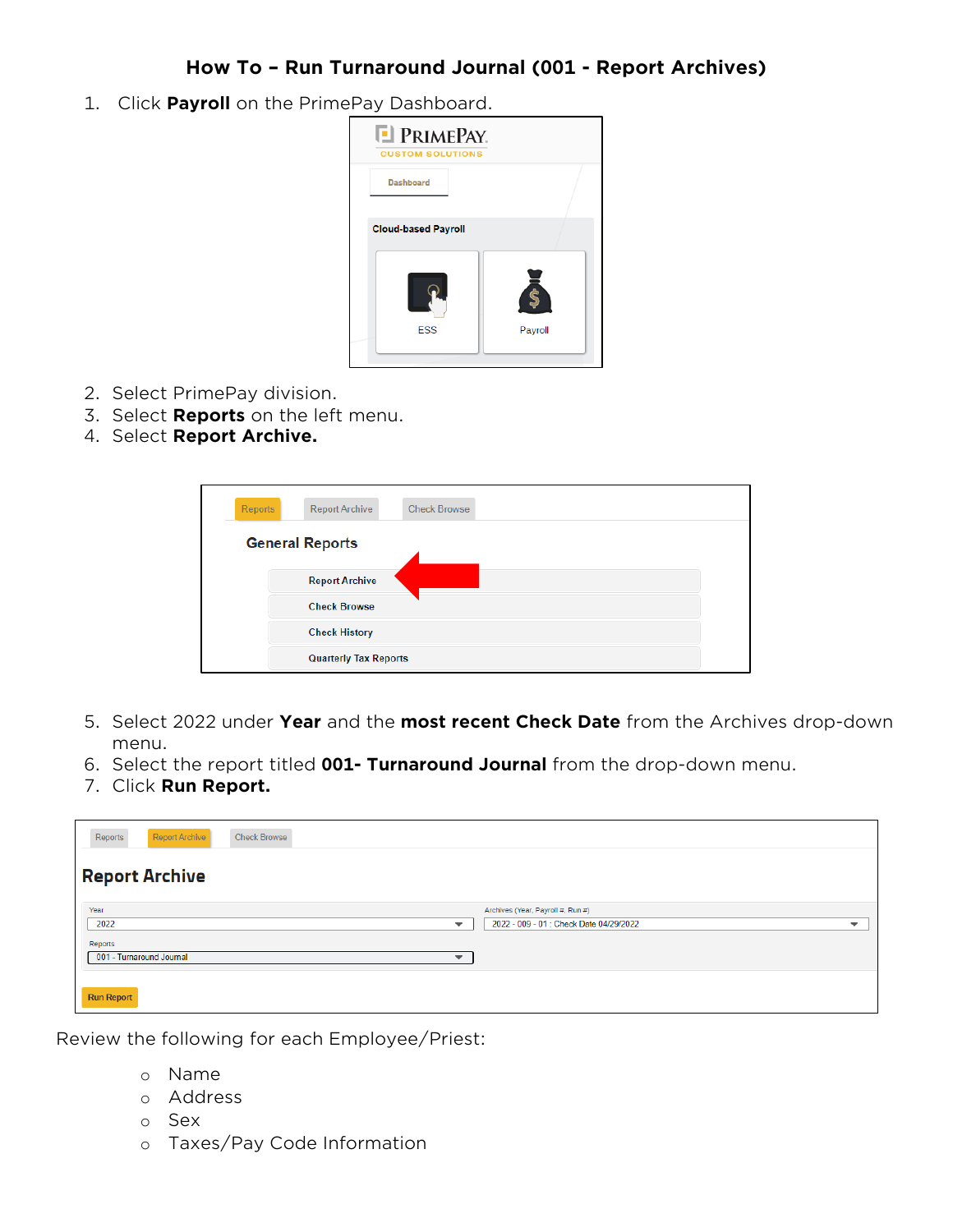# How To – Run Turnaround Journal (001 - Report Archives)

1. Click **Payroll** on the PrimePay Dashboard.
2. Select PrimePay division.
3. Select **Reports** on the left menu.
4. Select **Report Archive.**
5. Select 2022 under **Year** and the **most recent Check Date** from the Archives drop-down menu.
6. Select the report titled **001- Turnaround Journal** from the drop-down menu.
7. Click **Run Report.**

Review the following for each Employee/Priest:

- Name
- Address
- Sex
- Taxes/Pay Code Information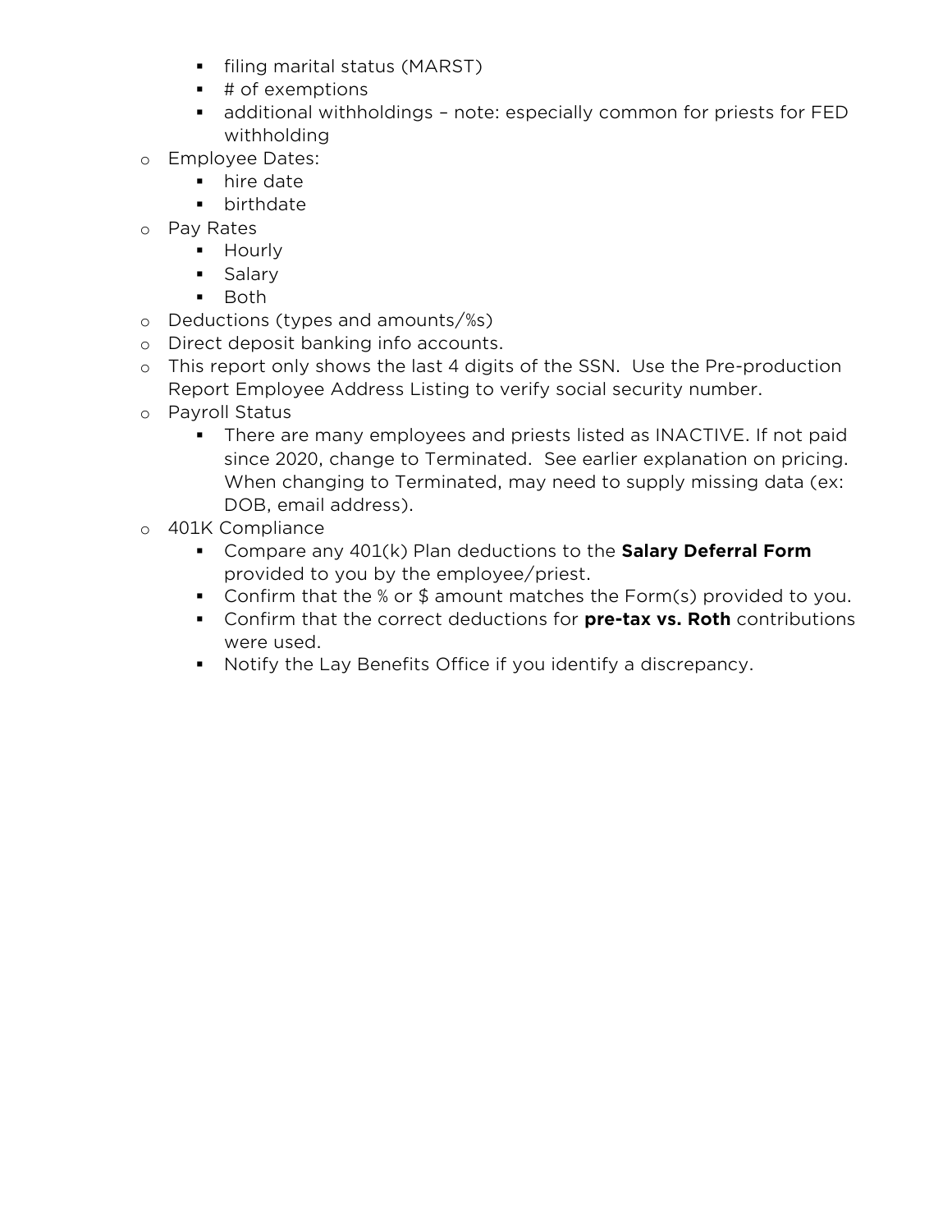- filing marital status (MARST)
    - # of exemptions
    - additional withholdings – note: especially common for priests for FED withholding
- Employee Dates:
    - hire date
    - birthdate
- Pay Rates
    - Hourly
    - Salary
    - Both
- Deductions (types and amounts/%s)
- Direct deposit banking info accounts.
- This report only shows the last 4 digits of the SSN. Use the Pre-production Report Employee Address Listing to verify social security number.
- Payroll Status
    - There are many employees and priests listed as INACTIVE. If not paid since 2020, change to Terminated. See earlier explanation on pricing. When changing to Terminated, may need to supply missing data (ex: DOB, email address).
- 401K Compliance
    - Compare any 401(k) Plan deductions to the **Salary Deferral Form** provided to you by the employee/priest.
    - Confirm that the % or $ amount matches the Form(s) provided to you.
    - Confirm that the correct deductions for **pre-tax vs. Roth** contributions were used.
    - Notify the Lay Benefits Office if you identify a discrepancy.